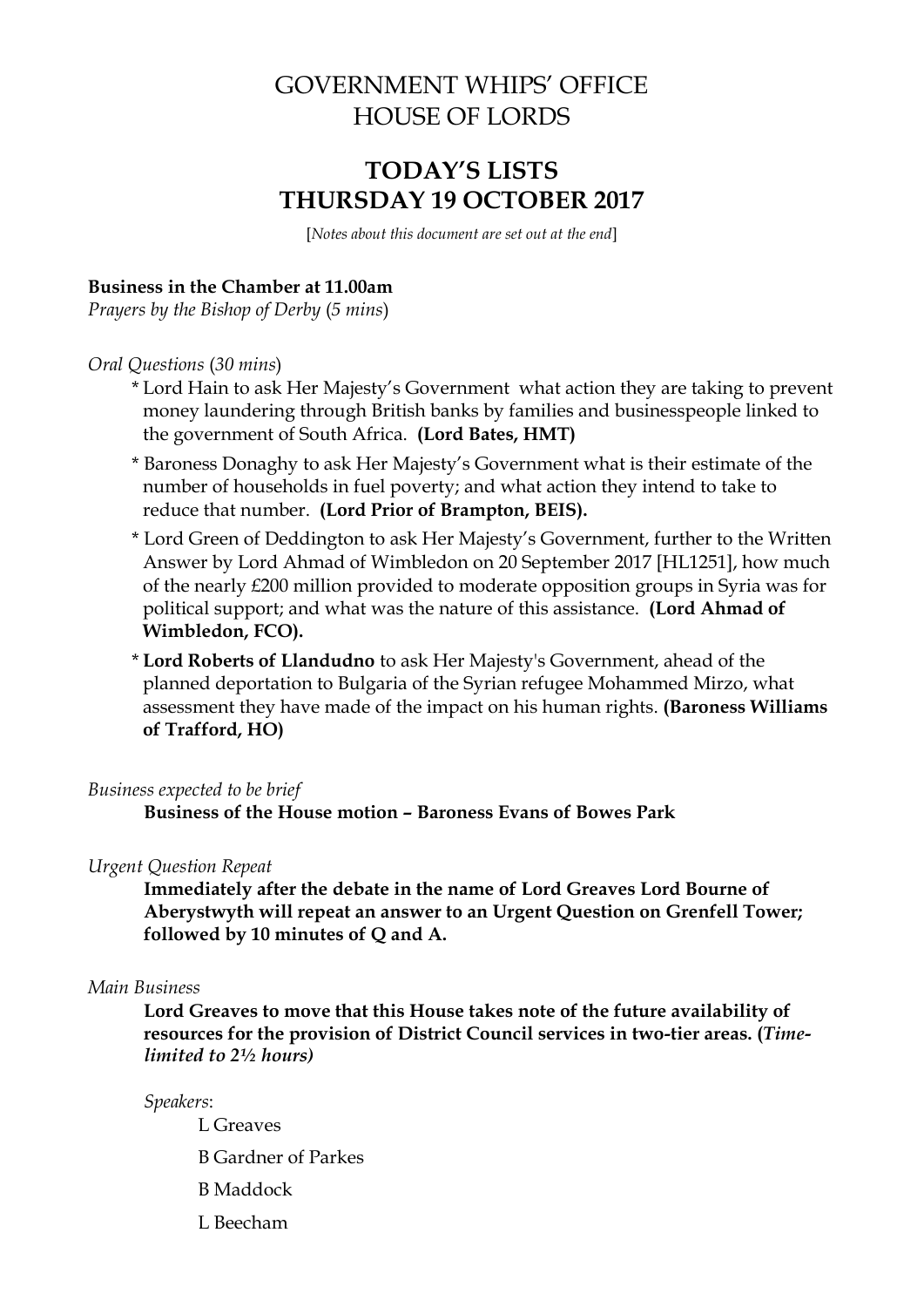# GOVERNMENT WHIPS' OFFICE
# HOUSE OF LORDS

## TODAY'S LISTS
## THURSDAY 19 OCTOBER 2017

[*Notes about this document are set out at the end*]

**Business in the Chamber at 11.00am**
*Prayers by the Bishop of Derby* (*5 mins*)

*Oral Questions* (*30 mins*)

- \* Lord Hain to ask Her Majesty's Government what action they are taking to prevent money laundering through British banks by families and businesspeople linked to the government of South Africa. **(Lord Bates, HMT)**
- \* Baroness Donaghy to ask Her Majesty's Government what is their estimate of the number of households in fuel poverty; and what action they intend to take to reduce that number. **(Lord Prior of Brampton, BEIS).**
- \* Lord Green of Deddington to ask Her Majesty's Government, further to the Written Answer by Lord Ahmad of Wimbledon on 20 September 2017 [HL1251], how much of the nearly £200 million provided to moderate opposition groups in Syria was for political support; and what was the nature of this assistance. **(Lord Ahmad of Wimbledon, FCO).**
- \* **Lord Roberts of Llandudno** to ask Her Majesty's Government, ahead of the planned deportation to Bulgaria of the Syrian refugee Mohammed Mirzo, what assessment they have made of the impact on his human rights. **(Baroness Williams of Trafford, HO)**

*Business expected to be brief*

**Business of the House motion – Baroness Evans of Bowes Park**

*Urgent Question Repeat*

**Immediately after the debate in the name of Lord Greaves Lord Bourne of Aberystwyth will repeat an answer to an Urgent Question on Grenfell Tower; followed by 10 minutes of Q and A.**

*Main Business*

**Lord Greaves to move that this House takes note of the future availability of resources for the provision of District Council services in two-tier areas. (*Time-limited to 2½ hours)***

*Speakers*:

L Greaves

B Gardner of Parkes

B Maddock

L Beecham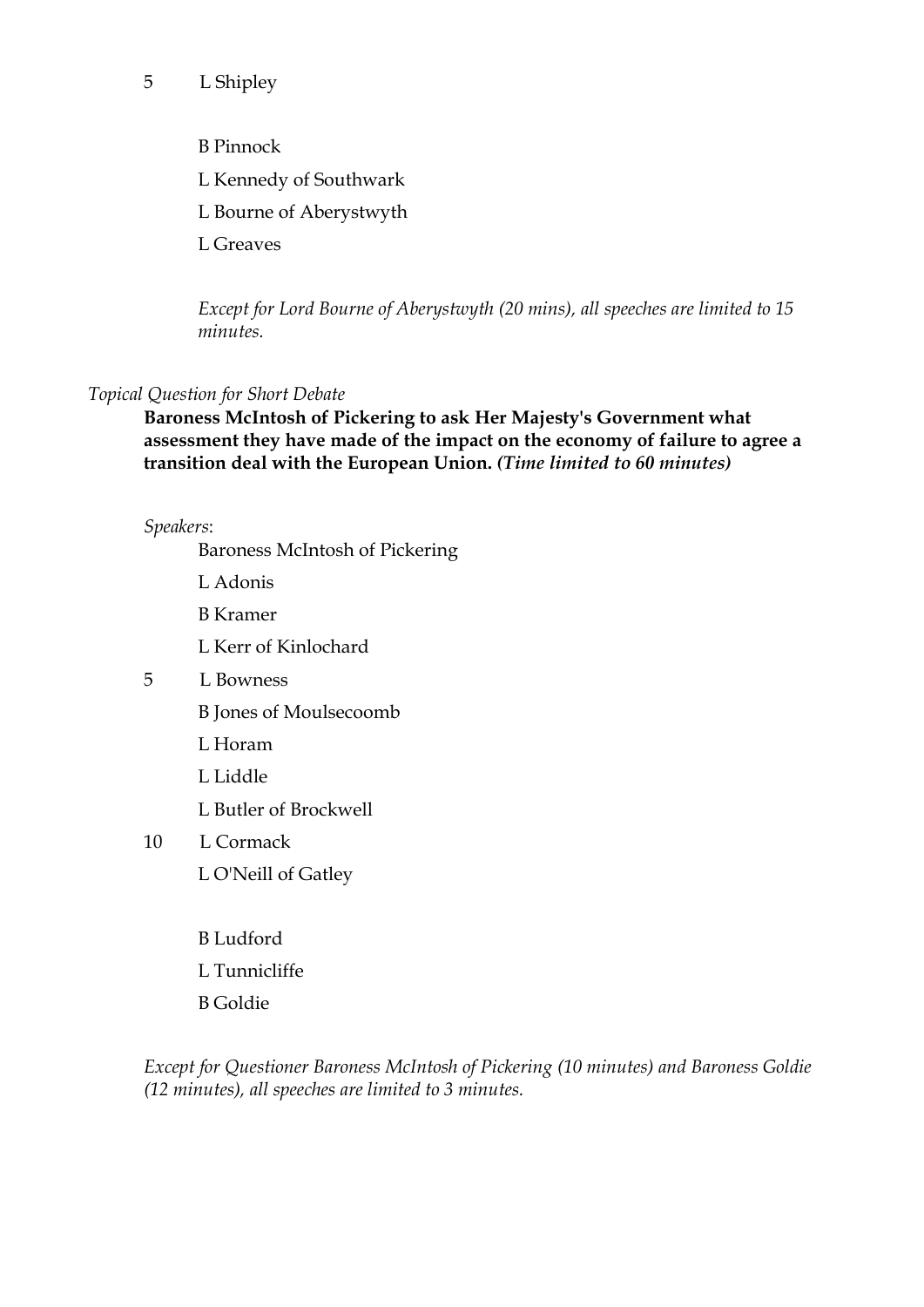5 L Shipley

B Pinnock

L Kennedy of Southwark

L Bourne of Aberystwyth

L Greaves

*Except for Lord Bourne of Aberystwyth (20 mins), all speeches are limited to 15 minutes.*

*Topical Question for Short Debate*

**Baroness McIntosh of Pickering to ask Her Majesty's Government what assessment they have made of the impact on the economy of failure to agree a transition deal with the European Union. *(Time limited to 60 minutes)***

*Speakers*:

Baroness McIntosh of Pickering

L Adonis

B Kramer

L Kerr of Kinlochard

5 L Bowness

B Jones of Moulsecoomb

L Horam

L Liddle

L Butler of Brockwell

10 L Cormack

L O'Neill of Gatley

B Ludford

L Tunnicliffe

B Goldie

*Except for Questioner Baroness McIntosh of Pickering (10 minutes) and Baroness Goldie (12 minutes), all speeches are limited to 3 minutes.*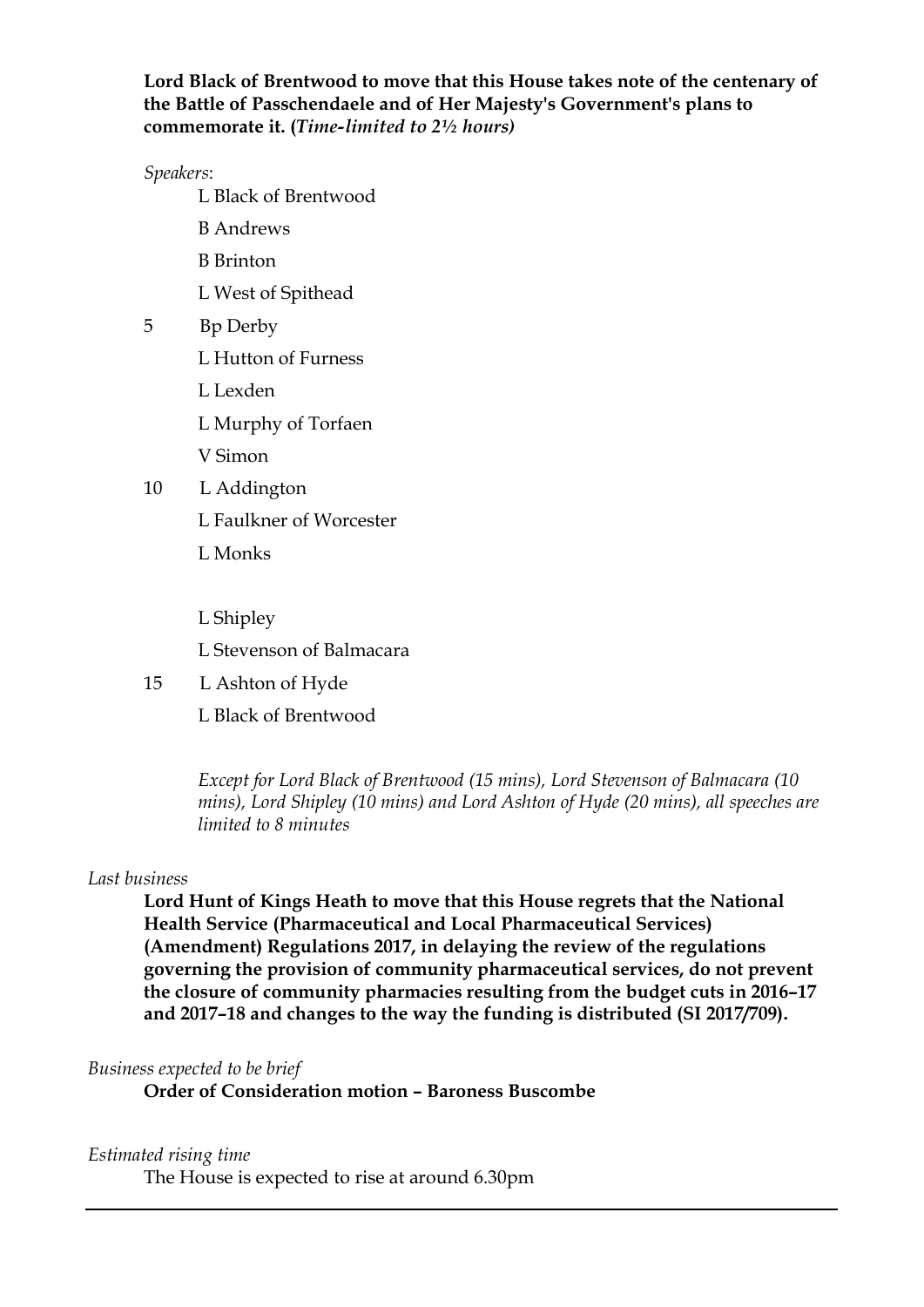**Lord Black of Brentwood to move that this House takes note of the centenary of the Battle of Passchendaele and of Her Majesty's Government's plans to commemorate it. (*Time-limited to 2½ hours)***

*Speakers*:

L Black of Brentwood
B Andrews
B Brinton
L West of Spithead
5 Bp Derby
L Hutton of Furness
L Lexden
L Murphy of Torfaen
V Simon
10 L Addington
L Faulkner of Worcester
L Monks

L Shipley
L Stevenson of Balmacara
15 L Ashton of Hyde
L Black of Brentwood

*Except for Lord Black of Brentwood (15 mins), Lord Stevenson of Balmacara (10 mins), Lord Shipley (10 mins) and Lord Ashton of Hyde (20 mins), all speeches are limited to 8 minutes*

*Last business*

**Lord Hunt of Kings Heath to move that this House regrets that the National Health Service (Pharmaceutical and Local Pharmaceutical Services) (Amendment) Regulations 2017, in delaying the review of the regulations governing the provision of community pharmaceutical services, do not prevent the closure of community pharmacies resulting from the budget cuts in 2016–17 and 2017–18 and changes to the way the funding is distributed (SI 2017/709).**

*Business expected to be brief*

**Order of Consideration motion – Baroness Buscombe**

*Estimated rising time*

The House is expected to rise at around 6.30pm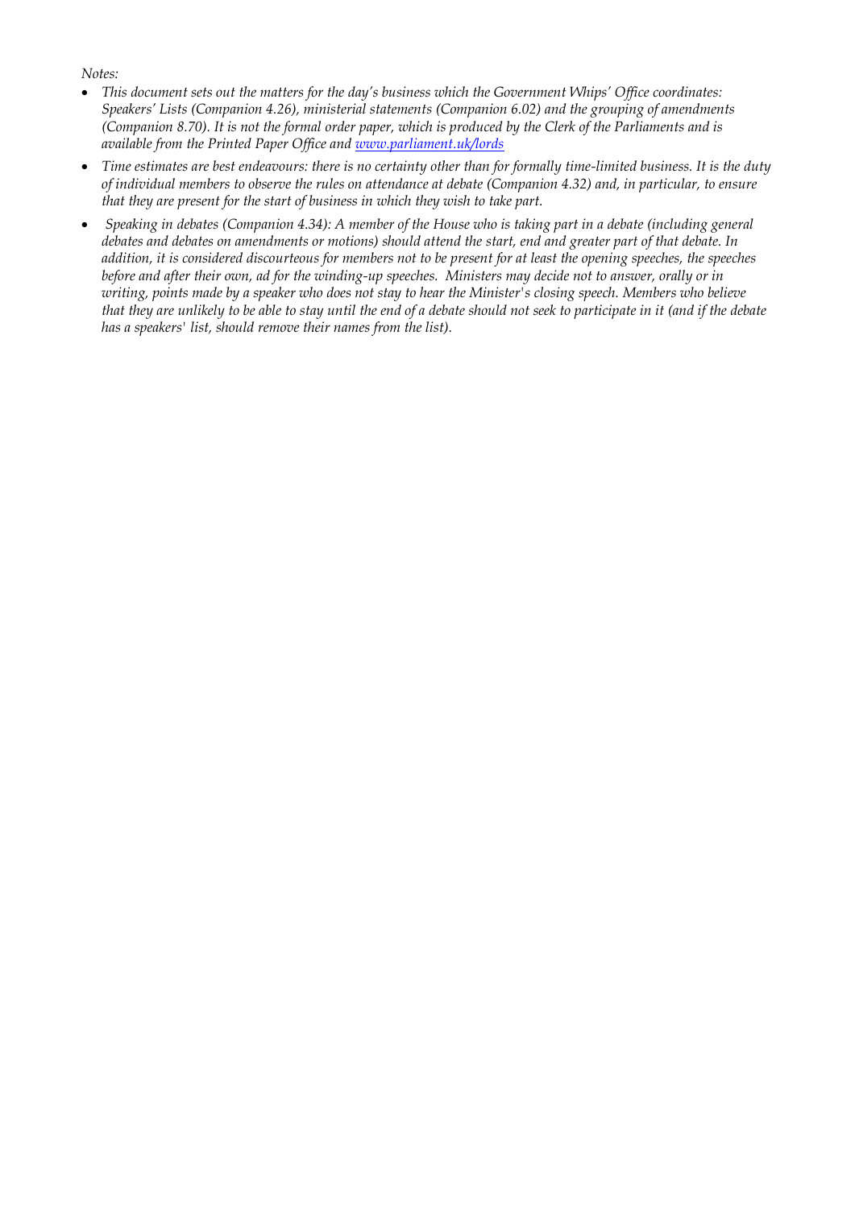*Notes:*

- *This document sets out the matters for the day's business which the Government Whips' Office coordinates: Speakers' Lists (Companion 4.26), ministerial statements (Companion 6.02) and the grouping of amendments (Companion 8.70). It is not the formal order paper, which is produced by the Clerk of the Parliaments and is available from the Printed Paper Office and [www.parliament.uk/lords](www.parliament.uk/lords)*
- *Time estimates are best endeavours: there is no certainty other than for formally time-limited business. It is the duty of individual members to observe the rules on attendance at debate (Companion 4.32) and, in particular, to ensure that they are present for the start of business in which they wish to take part.*
- *Speaking in debates (Companion 4.34): A member of the House who is taking part in a debate (including general debates and debates on amendments or motions) should attend the start, end and greater part of that debate. In addition, it is considered discourteous for members not to be present for at least the opening speeches, the speeches before and after their own, ad for the winding-up speeches. Ministers may decide not to answer, orally or in writing, points made by a speaker who does not stay to hear the Minister's closing speech. Members who believe that they are unlikely to be able to stay until the end of a debate should not seek to participate in it (and if the debate has a speakers' list, should remove their names from the list).*